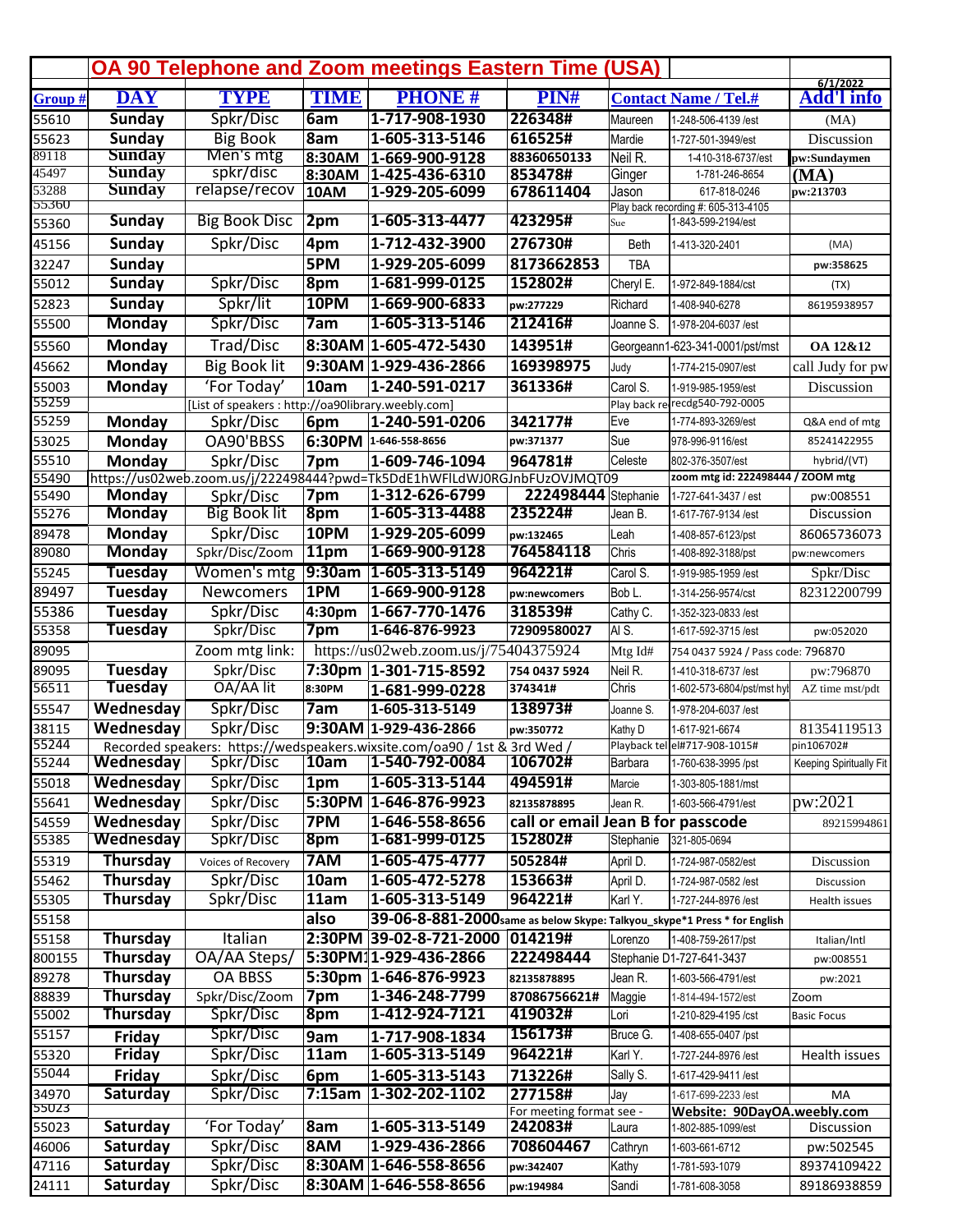# OA 90 Telephone and Zoom meetings Eastern Time (USA)

6/1/2022

| Group # | DAY | TYPE | TIME | PHONE # | PIN# | Contact Name / Tel.# | | Add'l info |
|---|---|---|---|---|---|---|---|---|
| 55610 | Sunday | Spkr/Disc | 6am | 1-717-908-1930 | 226348# | Maureen | 1-248-506-4139 /est | (MA) |
| 55623 | Sunday | Big Book | 8am | 1-605-313-5146 | 616525# | Mardie | 1-727-501-3949/est | Discussion |
| 89118 | Sunday | Men's mtg | 8:30AM | 1-669-900-9128 | 88360650133 | Neil R. | 1-410-318-6737/est | pw:Sundaymen |
| 45497 | Sunday | spkr/disc | 8:30AM | 1-425-436-6310 | 853478# | Ginger | 1-781-246-8654 | (MA) |
| 53288 | Sunday | relapse/recov | 10AM | 1-929-205-6099 | 678611404 | Jason | 617-818-0246 | pw:213703 |
| 55360 | | | | | | Play back recording #: 605-313-4105 | | |
| 55360 | Sunday | Big Book Disc | 2pm | 1-605-313-4477 | 423295# | Sue | 1-843-599-2194/est | |
| 45156 | Sunday | Spkr/Disc | 4pm | 1-712-432-3900 | 276730# | Beth | 1-413-320-2401 | (MA) |
| 32247 | Sunday | | 5PM | 1-929-205-6099 | 8173662853 | TBA | | pw:358625 |
| 55012 | Sunday | Spkr/Disc | 8pm | 1-681-999-0125 | 152802# | Cheryl E. | 1-972-849-1884/cst | (TX) |
| 52823 | Sunday | Spkr/lit | 10PM | 1-669-900-6833 | pw:277229 | Richard | 1-408-940-6278 | 86195938957 |
| 55500 | Monday | Spkr/Disc | 7am | 1-605-313-5146 | 212416# | Joanne S. | 1-978-204-6037 /est | |
| 55560 | Monday | Trad/Disc | 8:30AM | 1-605-472-5430 | 143951# | Georgeann | 1-623-341-0001/pst/mst | OA 12&12 |
| 45662 | Monday | Big Book lit | 9:30AM | 1-929-436-2866 | 169398975 | Judy | 1-774-215-0907/est | call Judy for pw |
| 55003 | Monday | 'For Today' | 10am | 1-240-591-0217 | 361336# | Carol S. | 1-919-985-1959/est | Discussion |
| 55259 | | [List of speakers : http://oa90library.weebly.com] | | | | Play back re | recdg540-792-0005 | |
| 55259 | Monday | Spkr/Disc | 6pm | 1-240-591-0206 | 342177# | Eve | 1-774-893-3269/est | Q&A end of mtg |
| 53025 | Monday | OA90'BBSS | 6:30PM | 1-646-558-8656 | pw:371377 | Sue | 978-996-9116/est | 85241422955 |
| 55510 | Monday | Spkr/Disc | 7pm | 1-609-746-1094 | 964781# | Celeste | 802-376-3507/est | hybrid/(VT) |
| 55490 | https://us02web.zoom.us/j/222498444?pwd=Tk5DdE1hWFlLdWJ0RGJnbFUzOVJMQT09 | | | | | zoom mtg id: 222498444 / ZOOM mtg | | |
| 55490 | Monday | Spkr/Disc | 7pm | 1-312-626-6799 | 222498444 | Stephanie | 1-727-641-3437 / est | pw:008551 |
| 55276 | Monday | Big Book lit | 8pm | 1-605-313-4488 | 235224# | Jean B. | 1-617-767-9134 /est | Discussion |
| 89478 | Monday | Spkr/Disc | 10PM | 1-929-205-6099 | pw:132465 | Leah | 1-408-857-6123/pst | 86065736073 |
| 89080 | Monday | Spkr/Disc/Zoom | 11pm | 1-669-900-9128 | 764584118 | Chris | 1-408-892-3188/pst | pw:newcomers |
| 55245 | Tuesday | Women's mtg | 9:30am | 1-605-313-5149 | 964221# | Carol S. | 1-919-985-1959 /est | Spkr/Disc |
| 89497 | Tuesday | Newcomers | 1PM | 1-669-900-9128 | pw:newcomers | Bob L. | 1-314-256-9574/cst | 82312200799 |
| 55386 | Tuesday | Spkr/Disc | 4:30pm | 1-667-770-1476 | 318539# | Cathy C. | 1-352-323-0833 /est | |
| 55358 | Tuesday | Spkr/Disc | 7pm | 1-646-876-9923 | 72909580027 | Al S. | 1-617-592-3715 /est | pw:052020 |
| 89095 | | Zoom mtg link: | https://us02web.zoom.us/j/75404375924 | | | Mtg Id# | 754 0437 5924 / Pass code: 796870 | |
| 89095 | Tuesday | Spkr/Disc | 7:30pm | 1-301-715-8592 | 754 0437 5924 | Neil R. | 1-410-318-6737 /est | pw:796870 |
| 56511 | Tuesday | OA/AA lit | 8:30PM | 1-681-999-0228 | 374341# | Chris | 1-602-573-6804/pst/mst hyb | AZ time mst/pdt |
| 55547 | Wednesday | Spkr/Disc | 7am | 1-605-313-5149 | 138973# | Joanne S. | 1-978-204-6037 /est | |
| 38115 | Wednesday | Spkr/Disc | 9:30AM | 1-929-436-2866 | pw:350772 | Kathy D | 1-617-921-6674 | 81354119513 |
| 55244 | | Recorded speakers: https://wedspeakers.wixsite.com/oa90 / 1st & 3rd Wed / | | | | Playback tel | el#717-908-1015# | pin106702# |
| 55244 | Wednesday | Spkr/Disc | 10am | 1-540-792-0084 | 106702# | Barbara | 1-760-638-3995 /pst | Keeping Spiritually Fit |
| 55018 | Wednesday | Spkr/Disc | 1pm | 1-605-313-5144 | 494591# | Marcie | 1-303-805-1881/mst | |
| 55641 | Wednesday | Spkr/Disc | 5:30PM | 1-646-876-9923 | 82135878895 | Jean R. | 1-603-566-4791/est | pw:2021 |
| 54559 | Wednesday | Spkr/Disc | 7PM | 1-646-558-8656 | call or email Jean B for passcode | | | 89215994861 |
| 55385 | Wednesday | Spkr/Disc | 8pm | 1-681-999-0125 | 152802# | Stephanie | 321-805-0694 | |
| 55319 | Thursday | Voices of Recovery | 7AM | 1-605-475-4777 | 505284# | April D. | 1-724-987-0582/est | Discussion |
| 55462 | Thursday | Spkr/Disc | 10am | 1-605-472-5278 | 153663# | April D. | 1-724-987-0582 /est | Discussion |
| 55305 | Thursday | Spkr/Disc | 11am | 1-605-313-5149 | 964221# | Karl Y. | 1-727-244-8976 /est | Health issues |
| 55158 | | | also | 39-06-8-881-2000 same as below Skype: Talkyou_skype*1 Press * for English | | | | |
| 55158 | Thursday | Italian | 2:30PM | 39-02-8-721-2000 | 014219# | Lorenzo | 1-408-759-2617/pst | Italian/Intl |
| 800155 | Thursday | OA/AA Steps/ | 5:30PM | 1-929-436-2866 | 222498444 | Stephanie D | 1-727-641-3437 | pw:008551 |
| 89278 | Thursday | OA BBSS | 5:30pm | 1-646-876-9923 | 82135878895 | Jean R. | 1-603-566-4791/est | pw:2021 |
| 88839 | Thursday | Spkr/Disc/Zoom | 7pm | 1-346-248-7799 | 87086756621# | Maggie | 1-814-494-1572/est | Zoom |
| 55002 | Thursday | Spkr/Disc | 8pm | 1-412-924-7121 | 419032# | Lori | 1-210-829-4195 /cst | Basic Focus |
| 55157 | Friday | Spkr/Disc | 9am | 1-717-908-1834 | 156173# | Bruce G. | 1-408-655-0407 /pst | |
| 55320 | Friday | Spkr/Disc | 11am | 1-605-313-5149 | 964221# | Karl Y. | 1-727-244-8976 /est | Health issues |
| 55044 | Friday | Spkr/Disc | 6pm | 1-605-313-5143 | 713226# | Sally S. | 1-617-429-9411 /est | |
| 34970 | Saturday | Spkr/Disc | 7:15am | 1-302-202-1102 | 277158# | Jay | 1-617-699-2233 /est | MA |
| 55023 | | | | | For meeting format see - | | Website: 90DayOA.weebly.com | |
| 55023 | Saturday | 'For Today' | 8am | 1-605-313-5149 | 242083# | Laura | 1-802-885-1099/est | Discussion |
| 46006 | Saturday | Spkr/Disc | 8AM | 1-929-436-2866 | 708604467 | Cathryn | 1-603-661-6712 | pw:502545 |
| 47116 | Saturday | Spkr/Disc | 8:30AM | 1-646-558-8656 | pw:342407 | Kathy | 1-781-593-1079 | 89374109422 |
| 24111 | Saturday | Spkr/Disc | 8:30AM | 1-646-558-8656 | pw:194984 | Sandi | 1-781-608-3058 | 89186938859 |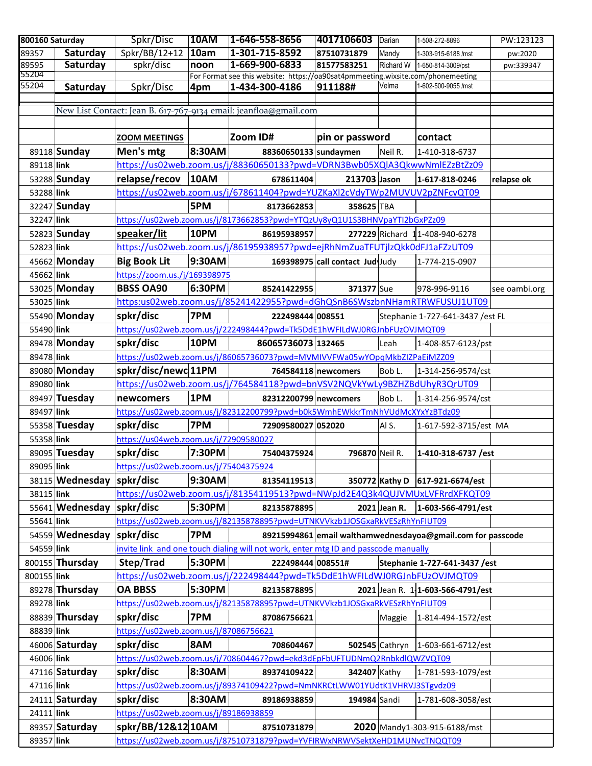| | | | | | | | | |
|---|---|---|---|---|---|---|---|---|
| 800160 Saturday | | Spkr/Disc | 10AM | 1-646-558-8656 | 4017106603 | Darian | 1-508-272-8896 | PW:123123 |
| 89357 | Saturday | Spkr/BB/12+12 | 10am | 1-301-715-8592 | 87510731879 | Mandy | 1-303-915-6188 /mst | pw:2020 |
| 89595 | Saturday | spkr/disc | noon | 1-669-900-6833 | 81577583251 | Richard W | 1-650-814-3009/pst | pw:339347 |
| 55204 | | | | For Format see this website: https://oa90sat4pmmeeting.wixsite.com/phonemeeting | | | | |
| 55204 | Saturday | Spkr/Disc | 4pm | 1-434-300-4186 | 911188# | Velma | 1-602-500-9055 /mst | |
| | | | | | | | | |
| | New List Contact: Jean B. 617-767-9134 email: jeanfloa@gmail.com | | | | | | | |
| | | | | | | | | |
| | | ZOOM MEETINGS | | Zoom ID# | pin or password | | contact | |
| 89118 | Sunday | Men's mtg | 8:30AM | 88360650133 | sundaymen | Neil R. | 1-410-318-6737 | |
| 89118 | link | https://us02web.zoom.us/j/88360650133?pwd=VDRN3Bwb05XQlA3QkwwNmlEZzBtZz09 | | | | | | |
| 53288 | Sunday | relapse/recov | 10AM | 678611404 | 213703 | Jason | 1-617-818-0246 | relapse ok |
| 53288 | link | https://us02web.zoom.us/j/678611404?pwd=YUZKaXl2cVdyTWp2MUVUV2pZNFcvQT09 | | | | | | |
| 32247 | Sunday | | 5PM | 8173662853 | 358625 | TBA | | |
| 32247 | link | https://us02web.zoom.us/j/8173662853?pwd=YTQzUy8yQ1U1S3BHNVpaYTI2bGxPZz09 | | | | | | |
| 52823 | Sunday | speaker/lit | 10PM | 86195938957 | 277229 | Richard 1 | 1-408-940-6278 | |
| 52823 | link | https://us02web.zoom.us/j/86195938957?pwd=ejRhNmZuaTFUTjlzQkk0dFJ1aFZzUT09 | | | | | | |
| 45662 | Monday | Big Book Lit | 9:30AM | 169398975 | call contact Jud | Judy | 1-774-215-0907 | |
| 45662 | link | https://zoom.us/j/169398975 | | | | | | |
| 53025 | Monday | BBSS OA90 | 6:30PM | 85241422955 | 371377 | Sue | 978-996-9116 | see oambi.org |
| 53025 | link | https:us02web.zoom.us/j/85241422955?pwd=dGhQSnB6SWszbnNHamRTRWFUSUJ1UT09 | | | | | | |
| 55490 | Monday | spkr/disc | 7PM | 222498444 | 008551 | Stephanie 1-727-641-3437 /est FL | | |
| 55490 | link | https://us02web.zoom.us/j/222498444?pwd=Tk5DdE1hWFlLdWJ0RGJnbFUzOVJMQT09 | | | | | | |
| 89478 | Monday | spkr/disc | 10PM | 86065736073 | 132465 | Leah | 1-408-857-6123/pst | |
| 89478 | link | https://us02web.zoom.us/j/86065736073?pwd=MVMlVVFWa05wYOpqMkbZlZPaEiMZZ09 | | | | | | |
| 89080 | Monday | spkr/disc/newc | 11PM | 764584118 | newcomers | Bob L. | 1-314-256-9574/cst | |
| 89080 | link | https://us02web.zoom.us/j/764584118?pwd=bnVSV2NQVkYwLy9BZHZBdUhyR3QrUT09 | | | | | | |
| 89497 | Tuesday | newcomers | 1PM | 82312200799 | newcomers | Bob L. | 1-314-256-9574/cst | |
| 89497 | link | https://us02web.zoom.us/j/82312200799?pwd=b0k5WmhEWkkrTmNhVUdMcXYxYzBTdz09 | | | | | | |
| 55358 | Tuesday | spkr/disc | 7PM | 72909580027 | 052020 | Al S. | 1-617-592-3715/est MA | |
| 55358 | link | https://us04web.zoom.us/j/72909580027 | | | | | | |
| 89095 | Tuesday | spkr/disc | 7:30PM | 75404375924 | 796870 | Neil R. | 1-410-318-6737 /est | |
| 89095 | link | https://us02web.zoom.us/j/75404375924 | | | | | | |
| 38115 | Wednesday | spkr/disc | 9:30AM | 81354119513 | 350772 | Kathy D | 617-921-6674/est | |
| 38115 | link | https://us02web.zoom.us/j/81354119513?pwd=NWpJd2E4Q3k4QUJVMUxLVFRrdXFKQT09 | | | | | | |
| 55641 | Wednesday | spkr/disc | 5:30PM | 82135878895 | 2021 | Jean R. | 1-603-566-4791/est | |
| 55641 | link | https://us02web.zoom.us/j/82135878895?pwd=UTNKVVkzb1JOSGxaRkVESzRhYnFIUT09 | | | | | | |
| 54559 | Wednesday | spkr/disc | 7PM | 89215994861 | email walthamwednesdayoa@gmail.com for passcode | | | |
| 54559 | link | invite link and one touch dialing will not work, enter mtg ID and passcode manually | | | | | | |
| 800155 | Thursday | Step/Trad | 5:30PM | 222498444 | 008551# | Stephanie 1-727-641-3437 /est | | |
| 800155 | link | https://us02web.zoom.us/j/222498444?pwd=Tk5DdE1hWFlLdWJ0RGJnbFUzOVJMQT09 | | | | | | |
| 89278 | Thursday | OA BBSS | 5:30PM | 82135878895 | 2021 | Jean R. 1 | 1-603-566-4791/est | |
| 89278 | link | https://us02web.zoom.us/j/82135878895?pwd=UTNKVVkzb1JOSGxaRkVESzRhYnFIUT09 | | | | | | |
| 88839 | Thursday | spkr/disc | 7PM | 87086756621 | | Maggie | 1-814-494-1572/est | |
| 88839 | link | https://us02web.zoom.us/j/87086756621 | | | | | | |
| 46006 | Saturday | spkr/disc | 8AM | 708604467 | 502545 | Cathryn | 1-603-661-6712/est | |
| 46006 | link | https://us02web.zoom.us/j/708604467?pwd=ekd3dEpFbUFTUDNmQ2RnbkdlQWZVQT09 | | | | | | |
| 47116 | Saturday | spkr/disc | 8:30AM | 89374109422 | 342407 | Kathy | 1-781-593-1079/est | |
| 47116 | link | https://us02web.zoom.us/j/89374109422?pwd=NmNKRCtLWW01YUdtK1VHRVJ3STgvdz09 | | | | | | |
| 24111 | Saturday | spkr/disc | 8:30AM | 89186938859 | 194984 | Sandi | 1-781-608-3058/est | |
| 24111 | link | https://us02web.zoom.us/j/89186938859 | | | | | | |
| 89357 | Saturday | spkr/BB/12&12 | 10AM | 87510731879 | 2020 | Mandy1-303-915-6188/mst | | |
| 89357 | link | https://us02web.zoom.us/j/87510731879?pwd=YVFIRWxNRWVSektXeHD1MUNvcTNQQT09 | | | | | | |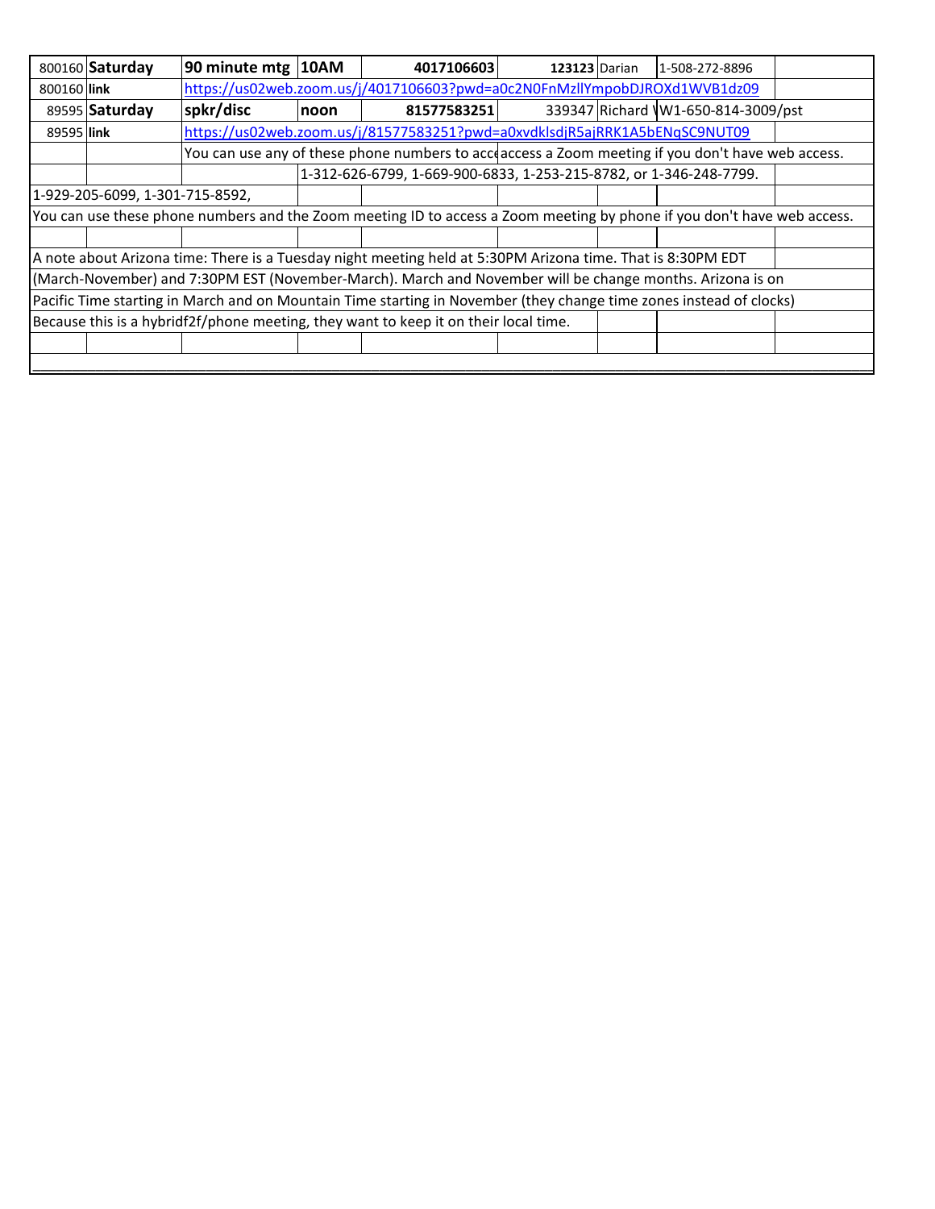| | | | | | | | | |
|---|---|---|---|---|---|---|---|---|
| 800160 | **Saturday** | **90 minute mtg** | **10AM** | **4017106603** | **123123** | Darian | 1-508-272-8896 | |
| 800160 | **link** | https://us02web.zoom.us/j/4017106603?pwd=a0c2N0FnMzllYmpobDJROXd1WVB1dz09 | | | | | | |
| 89595 | **Saturday** | **spkr/disc** | **noon** | **81577583251** | 339347 | Richard W | 1-650-814-3009/pst | |
| 89595 | **link** | https://us02web.zoom.us/j/81577583251?pwd=a0xvdklsdjR5ajRRK1A5bENqSC9NUT09 | | | | | | |
| | | You can use any of these phone numbers to access a Zoom meeting if you don't have web access. | | | | | | |
| | | | 1-312-626-6799, 1-669-900-6833, 1-253-215-8782, or 1-346-248-7799. | | | | | |
| 1-929-205-6099, 1-301-715-8592, | | | | | | | | |
| You can use these phone numbers and the Zoom meeting ID to access a Zoom meeting by phone if you don't have web access. | | | | | | | | |
| | | | | | | | | |
| A note about Arizona time: There is a Tuesday night meeting held at 5:30PM Arizona time. That is 8:30PM EDT | | | | | | | | |
| (March-November) and 7:30PM EST (November-March). March and November will be change months. Arizona is on | | | | | | | | |
| Pacific Time starting in March and on Mountain Time starting in November (they change time zones instead of clocks) | | | | | | | | |
| Because this is a hybridf2f/phone meeting, they want to keep it on their local time. | | | | | | | | |
| | | | | | | | | |